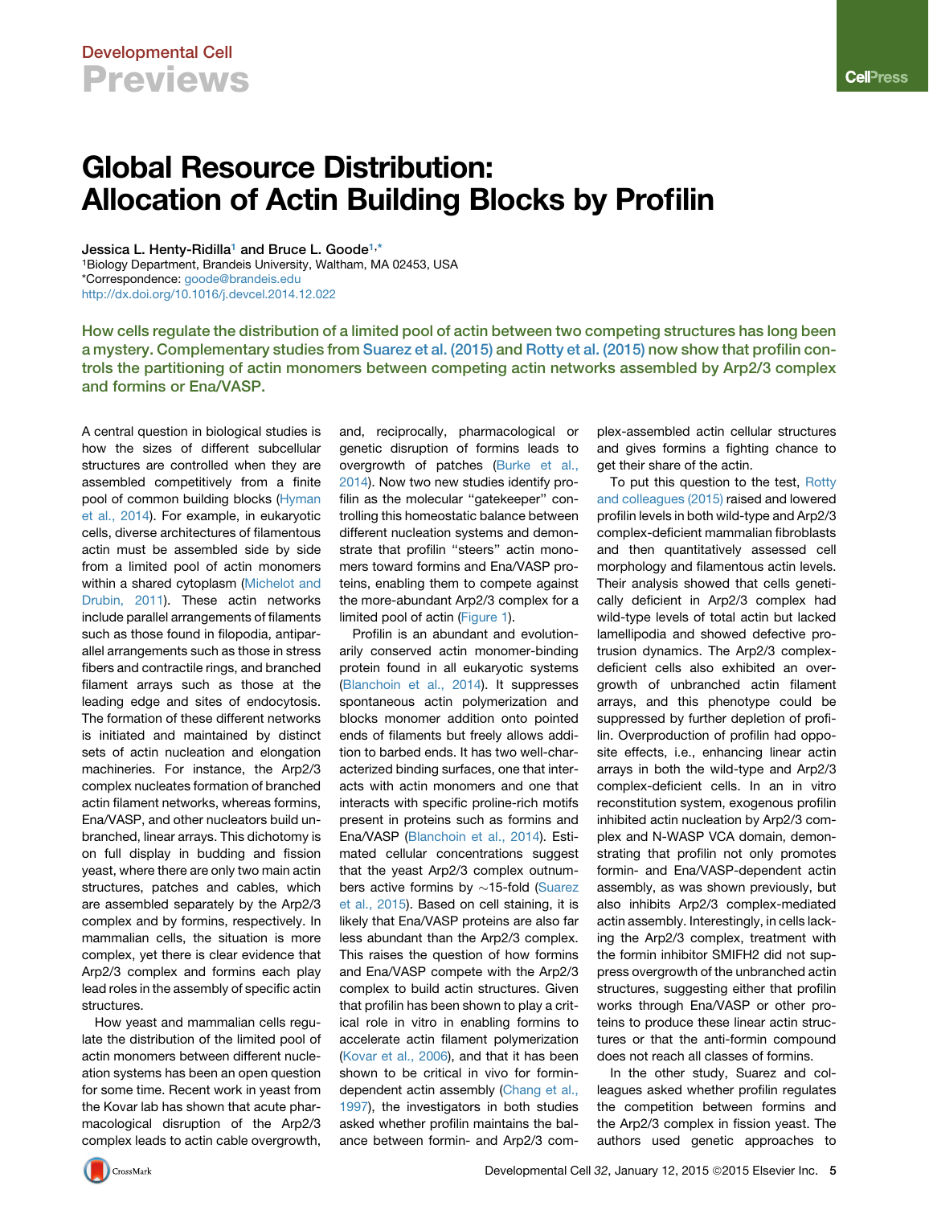Developmental Cell
Previews

# Global Resource Distribution: Allocation of Actin Building Blocks by Profilin

**Jessica L. Henty-Ridilla[1] and Bruce L. Goode[1,*]**

[1]Biology Department, Brandeis University, Waltham, MA 02453, USA
*Correspondence: goode@brandeis.edu
http://dx.doi.org/10.1016/j.devcel.2014.12.022

**How cells regulate the distribution of a limited pool of actin between two competing structures has long been a mystery. Complementary studies from Suarez et al. (2015) and Rotty et al. (2015) now show that profilin controls the partitioning of actin monomers between competing actin networks assembled by Arp2/3 complex and formins or Ena/VASP.**

A central question in biological studies is how the sizes of different subcellular structures are controlled when they are assembled competitively from a finite pool of common building blocks (Hyman et al., 2014). For example, in eukaryotic cells, diverse architectures of filamentous actin must be assembled side by side from a limited pool of actin monomers within a shared cytoplasm (Michelot and Drubin, 2011). These actin networks include parallel arrangements of filaments such as those found in filopodia, antiparallel arrangements such as those in stress fibers and contractile rings, and branched filament arrays such as those at the leading edge and sites of endocytosis. The formation of these different networks is initiated and maintained by distinct sets of actin nucleation and elongation machineries. For instance, the Arp2/3 complex nucleates formation of branched actin filament networks, whereas formins, Ena/VASP, and other nucleators build unbranched, linear arrays. This dichotomy is on full display in budding and fission yeast, where there are only two main actin structures, patches and cables, which are assembled separately by the Arp2/3 complex and by formins, respectively. In mammalian cells, the situation is more complex, yet there is clear evidence that Arp2/3 complex and formins each play lead roles in the assembly of specific actin structures.

How yeast and mammalian cells regulate the distribution of the limited pool of actin monomers between different nucleation systems has been an open question for some time. Recent work in yeast from the Kovar lab has shown that acute pharmacological disruption of the Arp2/3 complex leads to actin cable overgrowth, and, reciprocally, pharmacological or genetic disruption of formins leads to overgrowth of patches (Burke et al., 2014). Now two new studies identify profilin as the molecular "gatekeeper" controlling this homeostatic balance between different nucleation systems and demonstrate that profilin "steers" actin monomers toward formins and Ena/VASP proteins, enabling them to compete against the more-abundant Arp2/3 complex for a limited pool of actin (Figure 1).

Profilin is an abundant and evolutionarily conserved actin monomer-binding protein found in all eukaryotic systems (Blanchoin et al., 2014). It suppresses spontaneous actin polymerization and blocks monomer addition onto pointed ends of filaments but freely allows addition to barbed ends. It has two well-characterized binding surfaces, one that interacts with actin monomers and one that interacts with specific proline-rich motifs present in proteins such as formins and Ena/VASP (Blanchoin et al., 2014). Estimated cellular concentrations suggest that the yeast Arp2/3 complex outnumbers active formins by ~15-fold (Suarez et al., 2015). Based on cell staining, it is likely that Ena/VASP proteins are also far less abundant than the Arp2/3 complex. This raises the question of how formins and Ena/VASP compete with the Arp2/3 complex to build actin structures. Given that profilin has been shown to play a critical role in vitro in enabling formins to accelerate actin filament polymerization (Kovar et al., 2006), and that it has been shown to be critical in vivo for formin-dependent actin assembly (Chang et al., 1997), the investigators in both studies asked whether profilin maintains the balance between formin- and Arp2/3 complex-assembled actin cellular structures and gives formins a fighting chance to get their share of the actin.

To put this question to the test, Rotty and colleagues (2015) raised and lowered profilin levels in both wild-type and Arp2/3 complex-deficient mammalian fibroblasts and then quantitatively assessed cell morphology and filamentous actin levels. Their analysis showed that cells genetically deficient in Arp2/3 complex had wild-type levels of total actin but lacked lamellipodia and showed defective protrusion dynamics. The Arp2/3 complex-deficient cells also exhibited an overgrowth of unbranched actin filament arrays, and this phenotype could be suppressed by further depletion of profilin. Overproduction of profilin had opposite effects, i.e., enhancing linear actin arrays in both the wild-type and Arp2/3 complex-deficient cells. In an in vitro reconstitution system, exogenous profilin inhibited actin nucleation by Arp2/3 complex and N-WASP VCA domain, demonstrating that profilin not only promotes formin- and Ena/VASP-dependent actin assembly, as was shown previously, but also inhibits Arp2/3 complex-mediated actin assembly. Interestingly, in cells lacking the Arp2/3 complex, treatment with the formin inhibitor SMIFH2 did not suppress overgrowth of the unbranched actin structures, suggesting either that profilin works through Ena/VASP or other proteins to produce these linear actin structures or that the anti-formin compound does not reach all classes of formins.

In the other study, Suarez and colleagues asked whether profilin regulates the competition between formins and the Arp2/3 complex in fission yeast. The authors used genetic approaches to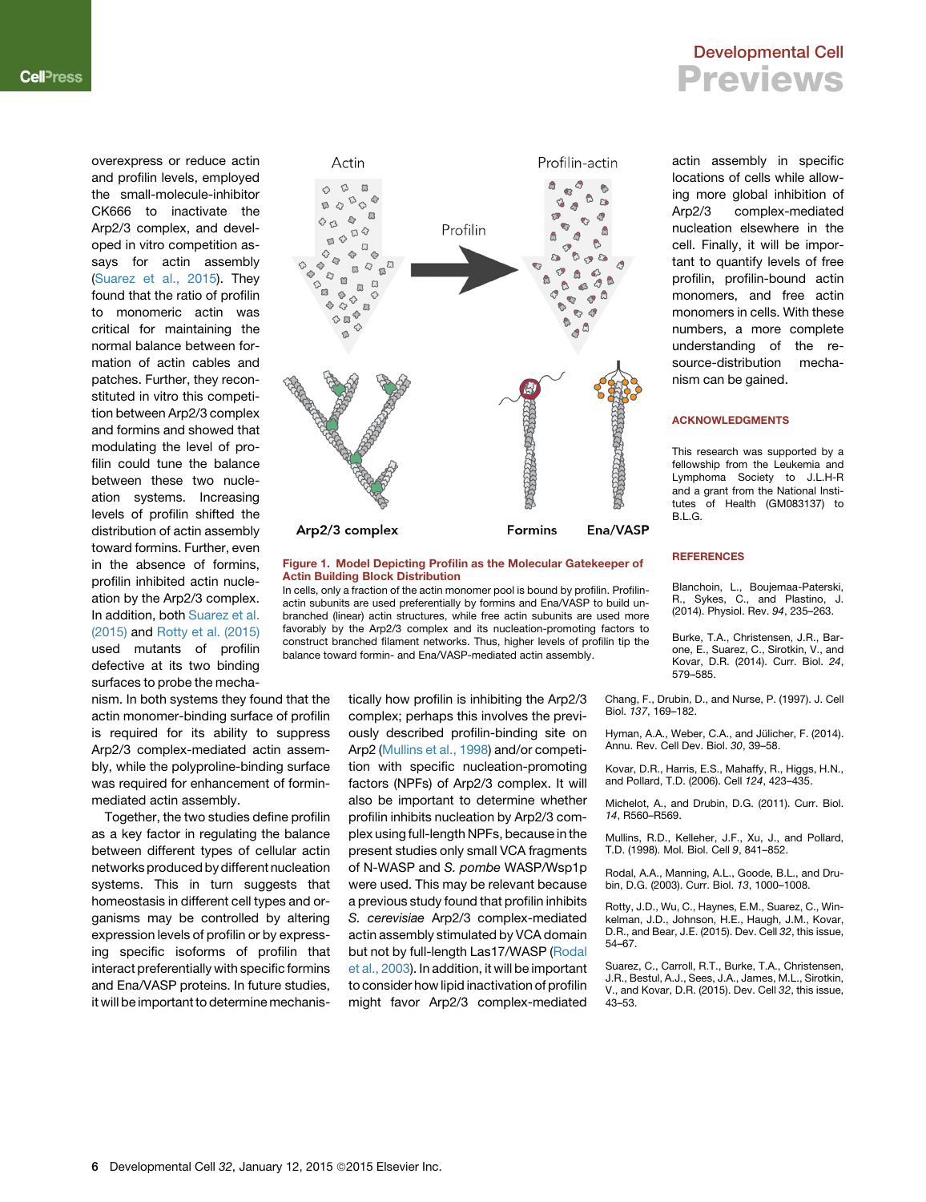overexpress or reduce actin and profilin levels, employed the small-molecule-inhibitor CK666 to inactivate the Arp2/3 complex, and developed in vitro competition assays for actin assembly (Suarez et al., 2015). They found that the ratio of profilin to monomeric actin was critical for maintaining the normal balance between formation of actin cables and patches. Further, they reconstituted in vitro this competition between Arp2/3 complex and formins and showed that modulating the level of profilin could tune the balance between these two nucleation systems. Increasing levels of profilin shifted the distribution of actin assembly toward formins. Further, even in the absence of formins, profilin inhibited actin nucleation by the Arp2/3 complex. In addition, both Suarez et al. (2015) and Rotty et al. (2015) used mutants of profilin defective at its two binding surfaces to probe the mechanism. In both systems they found that the actin monomer-binding surface of profilin is required for its ability to suppress Arp2/3 complex-mediated actin assembly, while the polyproline-binding surface was required for enhancement of formin-mediated actin assembly.

Actin

Profilin

Profilin-actin

Arp2/3 complex

Formins

Ena/VASP

**Figure 1. Model Depicting Profilin as the Molecular Gatekeeper of Actin Building Block Distribution**

In cells, only a fraction of the actin monomer pool is bound by profilin. Profilin-actin subunits are used preferentially by formins and Ena/VASP to build unbranched (linear) actin structures, while free actin subunits are used more favorably by the Arp2/3 complex and its nucleation-promoting factors to construct branched filament networks. Thus, higher levels of profilin tip the balance toward formin- and Ena/VASP-mediated actin assembly.

Together, the two studies define profilin as a key factor in regulating the balance between different types of cellular actin networks produced by different nucleation systems. This in turn suggests that homeostasis in different cell types and organisms may be controlled by altering expression levels of profilin or by expressing specific isoforms of profilin that interact preferentially with specific formins and Ena/VASP proteins. In future studies, it will be important to determine mechanistically how profilin is inhibiting the Arp2/3 complex; perhaps this involves the previously described profilin-binding site on Arp2 (Mullins et al., 1998) and/or competition with specific nucleation-promoting factors (NPFs) of Arp2/3 complex. It will also be important to determine whether profilin inhibits nucleation by Arp2/3 complex using full-length NPFs, because in the present studies only small VCA fragments of N-WASP and *S. pombe* WASP/Wsp1p were used. This may be relevant because a previous study found that profilin inhibits *S. cerevisiae* Arp2/3 complex-mediated actin assembly stimulated by VCA domain but not by full-length Las17/WASP (Rodal et al., 2003). In addition, it will be important to consider how lipid inactivation of profilin might favor Arp2/3 complex-mediated actin assembly in specific locations of cells while allowing more global inhibition of Arp2/3 complex-mediated nucleation elsewhere in the cell. Finally, it will be important to quantify levels of free profilin, profilin-bound actin monomers, and free actin monomers in cells. With these numbers, a more complete understanding of the resource-distribution mechanism can be gained.

## ACKNOWLEDGMENTS

This research was supported by a fellowship from the Leukemia and Lymphoma Society to J.L.H-R and a grant from the National Institutes of Health (GM083137) to B.L.G.

## REFERENCES

Blanchoin, L., Boujemaa-Paterski, R., Sykes, C., and Plastino, J. (2014). Physiol. Rev. *94*, 235–263.

Burke, T.A., Christensen, J.R., Barone, E., Suarez, C., Sirotkin, V., and Kovar, D.R. (2014). Curr. Biol. *24*, 579–585.

Chang, F., Drubin, D., and Nurse, P. (1997). J. Cell Biol. *137*, 169–182.

Hyman, A.A., Weber, C.A., and Jülicher, F. (2014). Annu. Rev. Cell Dev. Biol. *30*, 39–58.

Kovar, D.R., Harris, E.S., Mahaffy, R., Higgs, H.N., and Pollard, T.D. (2006). Cell *124*, 423–435.

Michelot, A., and Drubin, D.G. (2011). Curr. Biol. *14*, R560–R569.

Mullins, R.D., Kelleher, J.F., Xu, J., and Pollard, T.D. (1998). Mol. Biol. Cell *9*, 841–852.

Rodal, A.A., Manning, A.L., Goode, B.L., and Drubin, D.G. (2003). Curr. Biol. *13*, 1000–1008.

Rotty, J.D., Wu, C., Haynes, E.M., Suarez, C., Winkelman, J.D., Johnson, H.E., Haugh, J.M., Kovar, D.R., and Bear, J.E. (2015). Dev. Cell *32*, this issue, 54–67.

Suarez, C., Carroll, R.T., Burke, T.A., Christensen, J.R., Bestul, A.J., Sees, J.A., James, M.L., Sirotkin, V., and Kovar, D.R. (2015). Dev. Cell *32*, this issue, 43–53.